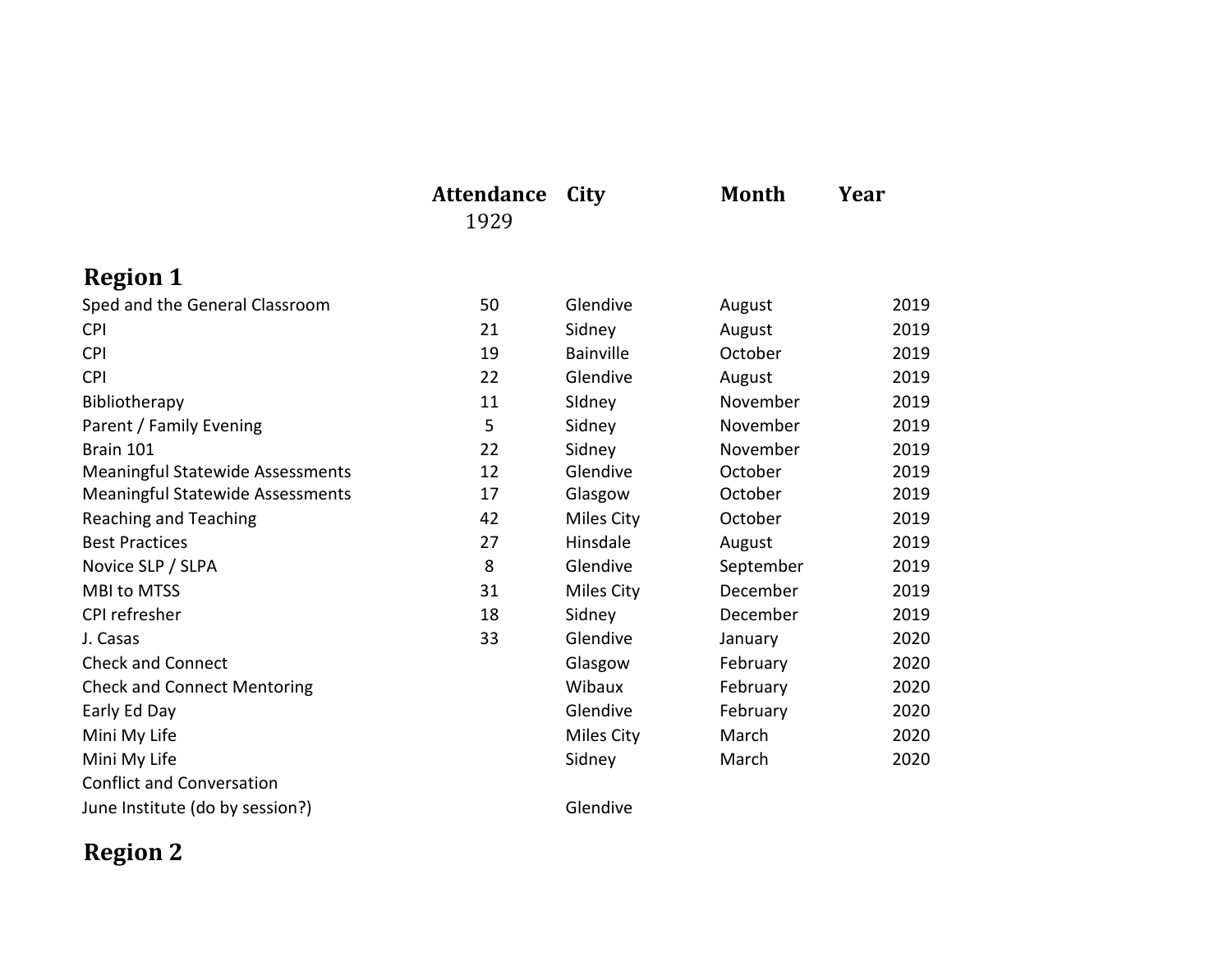| | Attendance | City | Month | Year |
|---|---|---|---|---|
| | 1929 | | | |

## Region 1

| | Attendance | City | Month | Year |
|---|---|---|---|---|
| Sped and the General Classroom | 50 | Glendive | August | 2019 |
| CPI | 21 | Sidney | August | 2019 |
| CPI | 19 | Bainville | October | 2019 |
| CPI | 22 | Glendive | August | 2019 |
| Bibliotherapy | 11 | SIdney | November | 2019 |
| Parent / Family Evening | 5 | Sidney | November | 2019 |
| Brain 101 | 22 | Sidney | November | 2019 |
| Meaningful Statewide Assessments | 12 | Glendive | October | 2019 |
| Meaningful Statewide Assessments | 17 | Glasgow | October | 2019 |
| Reaching and Teaching | 42 | Miles City | October | 2019 |
| Best Practices | 27 | Hinsdale | August | 2019 |
| Novice SLP / SLPA | 8 | Glendive | September | 2019 |
| MBI to MTSS | 31 | Miles City | December | 2019 |
| CPI refresher | 18 | Sidney | December | 2019 |
| J. Casas | 33 | Glendive | January | 2020 |
| Check and Connect | | Glasgow | February | 2020 |
| Check and Connect Mentoring | | Wibaux | February | 2020 |
| Early Ed Day | | Glendive | February | 2020 |
| Mini My Life | | Miles City | March | 2020 |
| Mini My Life | | Sidney | March | 2020 |
| Conflict and Conversation | | | | |
| June Institute (do by session?) | | Glendive | | |

## Region 2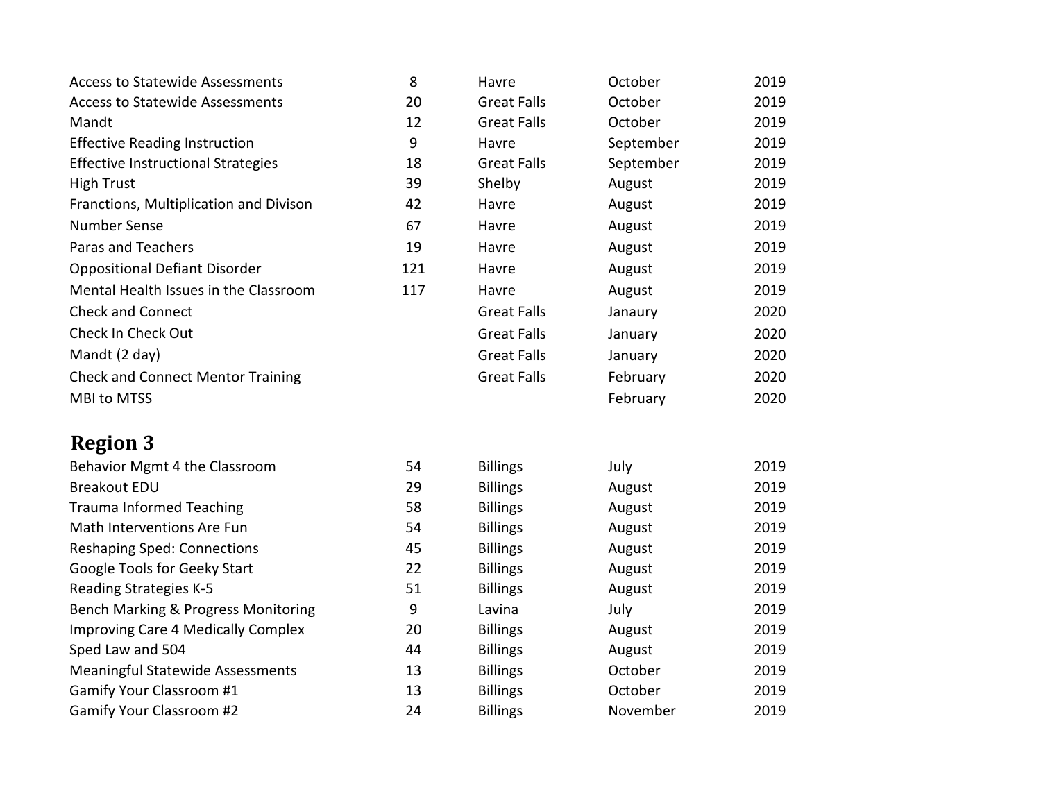| | | | | |
|---|---|---|---|---|
| Access to Statewide Assessments | 8 | Havre | October | 2019 |
| Access to Statewide Assessments | 20 | Great Falls | October | 2019 |
| Mandt | 12 | Great Falls | October | 2019 |
| Effective Reading Instruction | 9 | Havre | September | 2019 |
| Effective Instructional Strategies | 18 | Great Falls | September | 2019 |
| High Trust | 39 | Shelby | August | 2019 |
| Franctions, Multiplication and Divison | 42 | Havre | August | 2019 |
| Number Sense | 67 | Havre | August | 2019 |
| Paras and Teachers | 19 | Havre | August | 2019 |
| Oppositional Defiant Disorder | 121 | Havre | August | 2019 |
| Mental Health Issues in the Classroom | 117 | Havre | August | 2019 |
| Check and Connect | | Great Falls | Janaury | 2020 |
| Check In Check Out | | Great Falls | January | 2020 |
| Mandt (2 day) | | Great Falls | January | 2020 |
| Check and Connect Mentor Training | | Great Falls | February | 2020 |
| MBI to MTSS | | | February | 2020 |

## Region 3

| | | | | |
|---|---|---|---|---|
| Behavior Mgmt 4 the Classroom | 54 | Billings | July | 2019 |
| Breakout EDU | 29 | Billings | August | 2019 |
| Trauma Informed Teaching | 58 | Billings | August | 2019 |
| Math Interventions Are Fun | 54 | Billings | August | 2019 |
| Reshaping Sped: Connections | 45 | Billings | August | 2019 |
| Google Tools for Geeky Start | 22 | Billings | August | 2019 |
| Reading Strategies K-5 | 51 | Billings | August | 2019 |
| Bench Marking & Progress Monitoring | 9 | Lavina | July | 2019 |
| Improving Care 4 Medically Complex | 20 | Billings | August | 2019 |
| Sped Law and 504 | 44 | Billings | August | 2019 |
| Meaningful Statewide Assessments | 13 | Billings | October | 2019 |
| Gamify Your Classroom #1 | 13 | Billings | October | 2019 |
| Gamify Your Classroom #2 | 24 | Billings | November | 2019 |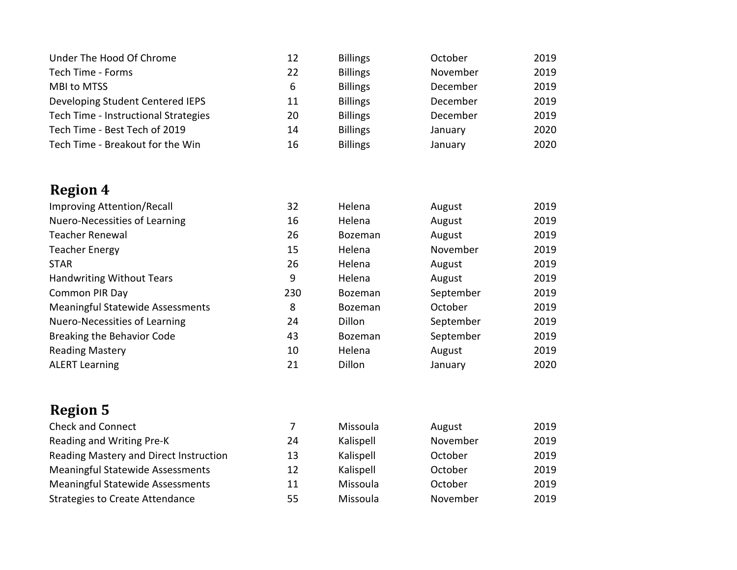| | | | | |
|---|---|---|---|---|
| Under The Hood Of Chrome | 12 | Billings | October | 2019 |
| Tech Time - Forms | 22 | Billings | November | 2019 |
| MBI to MTSS | 6 | Billings | December | 2019 |
| Developing Student Centered IEPS | 11 | Billings | December | 2019 |
| Tech Time - Instructional Strategies | 20 | Billings | December | 2019 |
| Tech Time - Best Tech of 2019 | 14 | Billings | January | 2020 |
| Tech Time - Breakout for the Win | 16 | Billings | January | 2020 |

## Region 4

| | | | | |
|---|---|---|---|---|
| Improving Attention/Recall | 32 | Helena | August | 2019 |
| Nuero-Necessities of Learning | 16 | Helena | August | 2019 |
| Teacher Renewal | 26 | Bozeman | August | 2019 |
| Teacher Energy | 15 | Helena | November | 2019 |
| STAR | 26 | Helena | August | 2019 |
| Handwriting Without Tears | 9 | Helena | August | 2019 |
| Common PIR Day | 230 | Bozeman | September | 2019 |
| Meaningful Statewide Assessments | 8 | Bozeman | October | 2019 |
| Nuero-Necessities of Learning | 24 | Dillon | September | 2019 |
| Breaking the Behavior Code | 43 | Bozeman | September | 2019 |
| Reading Mastery | 10 | Helena | August | 2019 |
| ALERT Learning | 21 | Dillon | January | 2020 |

## Region 5

| | | | | |
|---|---|---|---|---|
| Check and Connect | 7 | Missoula | August | 2019 |
| Reading and Writing Pre-K | 24 | Kalispell | November | 2019 |
| Reading Mastery and Direct Instruction | 13 | Kalispell | October | 2019 |
| Meaningful Statewide Assessments | 12 | Kalispell | October | 2019 |
| Meaningful Statewide Assessments | 11 | Missoula | October | 2019 |
| Strategies to Create Attendance | 55 | Missoula | November | 2019 |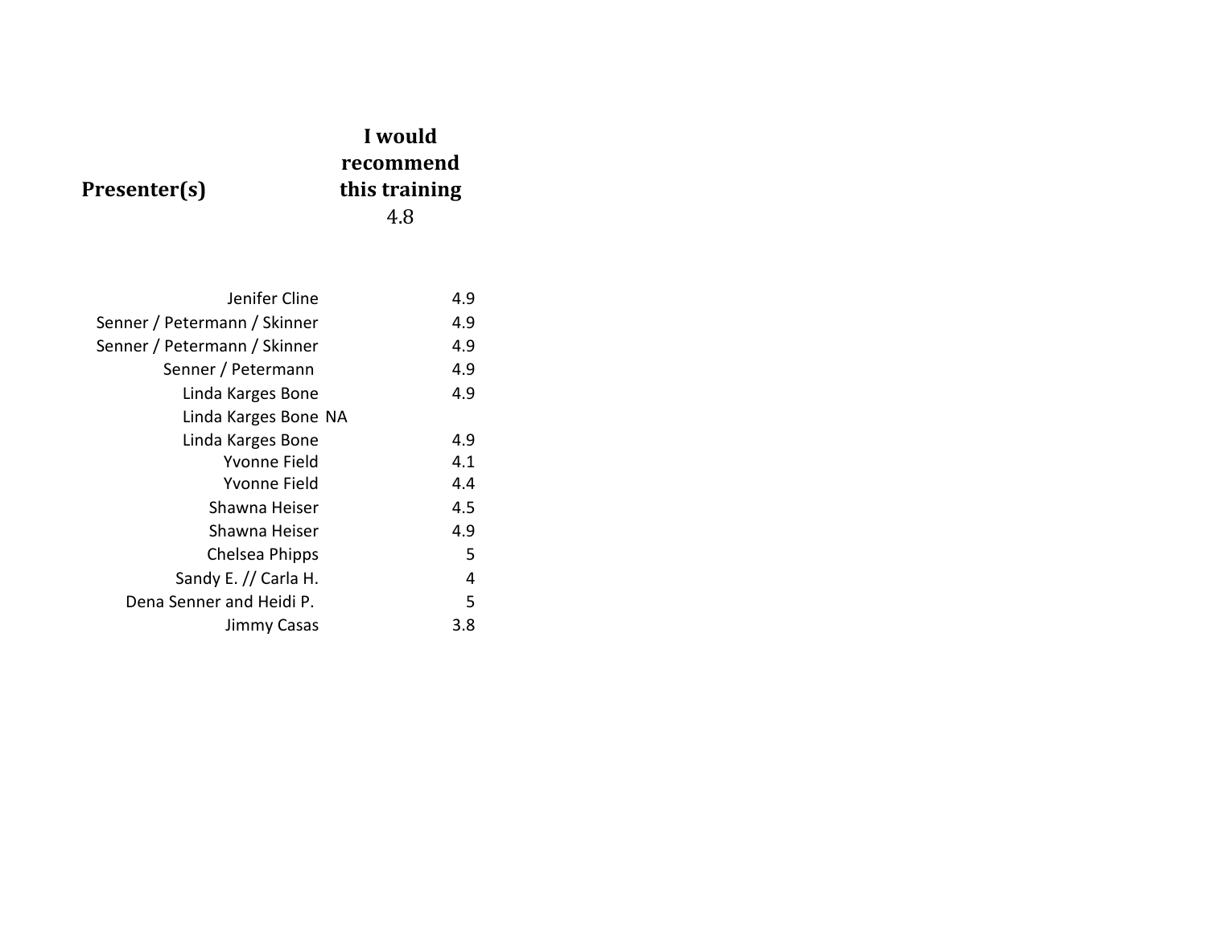| Presenter(s) | I would recommend this training<br>4.8 |
|---|---|
| Jenifer Cline | 4.9 |
| Senner / Petermann / Skinner | 4.9 |
| Senner / Petermann / Skinner | 4.9 |
| Senner / Petermann | 4.9 |
| Linda Karges Bone | 4.9 |
| Linda Karges Bone | NA |
| Linda Karges Bone | 4.9 |
| Yvonne Field | 4.1 |
| Yvonne Field | 4.4 |
| Shawna Heiser | 4.5 |
| Shawna Heiser | 4.9 |
| Chelsea Phipps | 5 |
| Sandy E. // Carla H. | 4 |
| Dena Senner and Heidi P. | 5 |
| Jimmy Casas | 3.8 |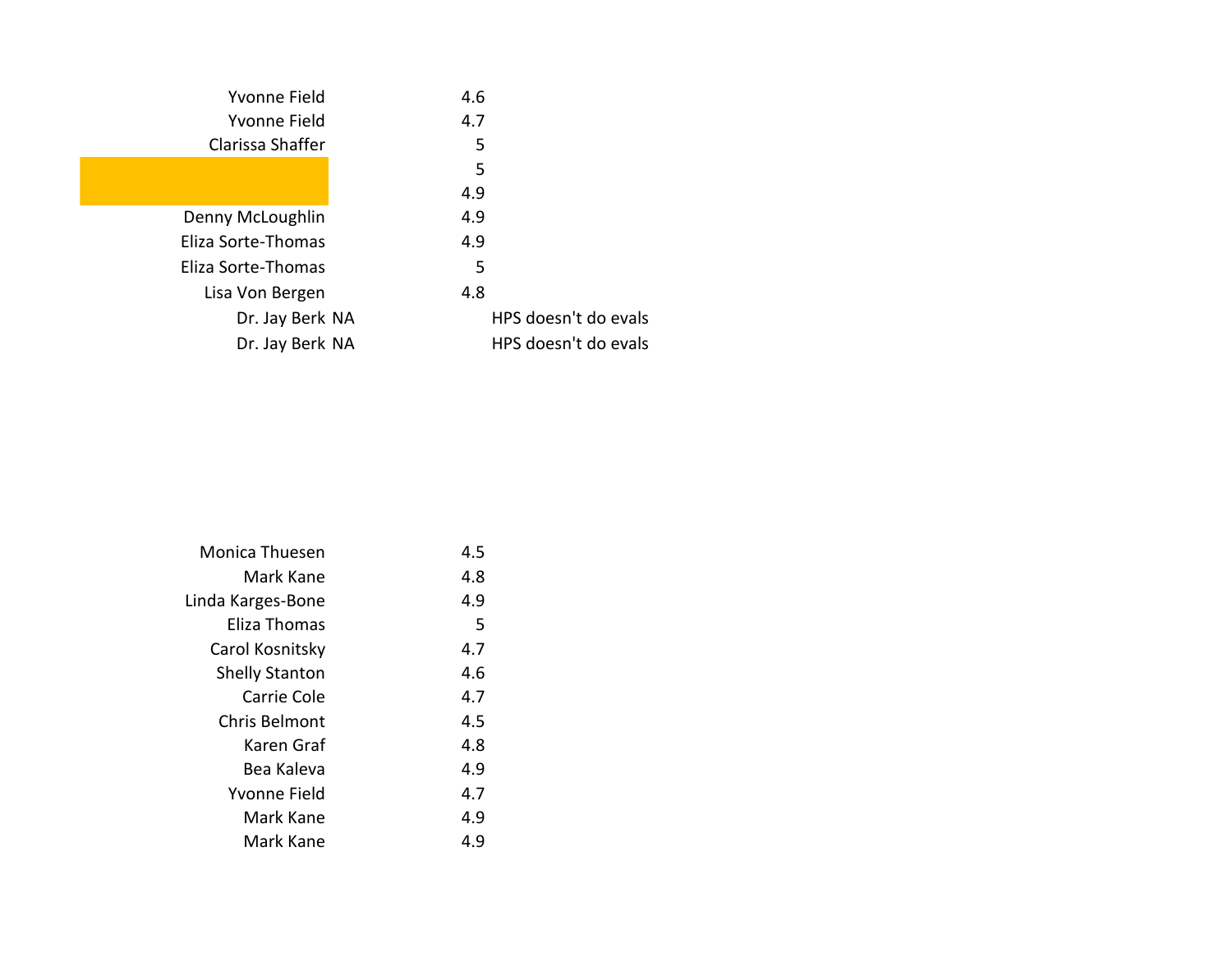| | | |
|---|---|---|
| Yvonne Field | 4.6 | |
| Yvonne Field | 4.7 | |
| Clarissa Shaffer | 5 | |
| | 5 | |
| | 4.9 | |
| Denny McLoughlin | 4.9 | |
| Eliza Sorte-Thomas | 4.9 | |
| Eliza Sorte-Thomas | 5 | |
| Lisa Von Bergen | 4.8 | |
| Dr. Jay Berk | NA | HPS doesn't do evals |
| Dr. Jay Berk | NA | HPS doesn't do evals |

| | |
|---|---|
| Monica Thuesen | 4.5 |
| Mark Kane | 4.8 |
| Linda Karges-Bone | 4.9 |
| Eliza Thomas | 5 |
| Carol Kosnitsky | 4.7 |
| Shelly Stanton | 4.6 |
| Carrie Cole | 4.7 |
| Chris Belmont | 4.5 |
| Karen Graf | 4.8 |
| Bea Kaleva | 4.9 |
| Yvonne Field | 4.7 |
| Mark Kane | 4.9 |
| Mark Kane | 4.9 |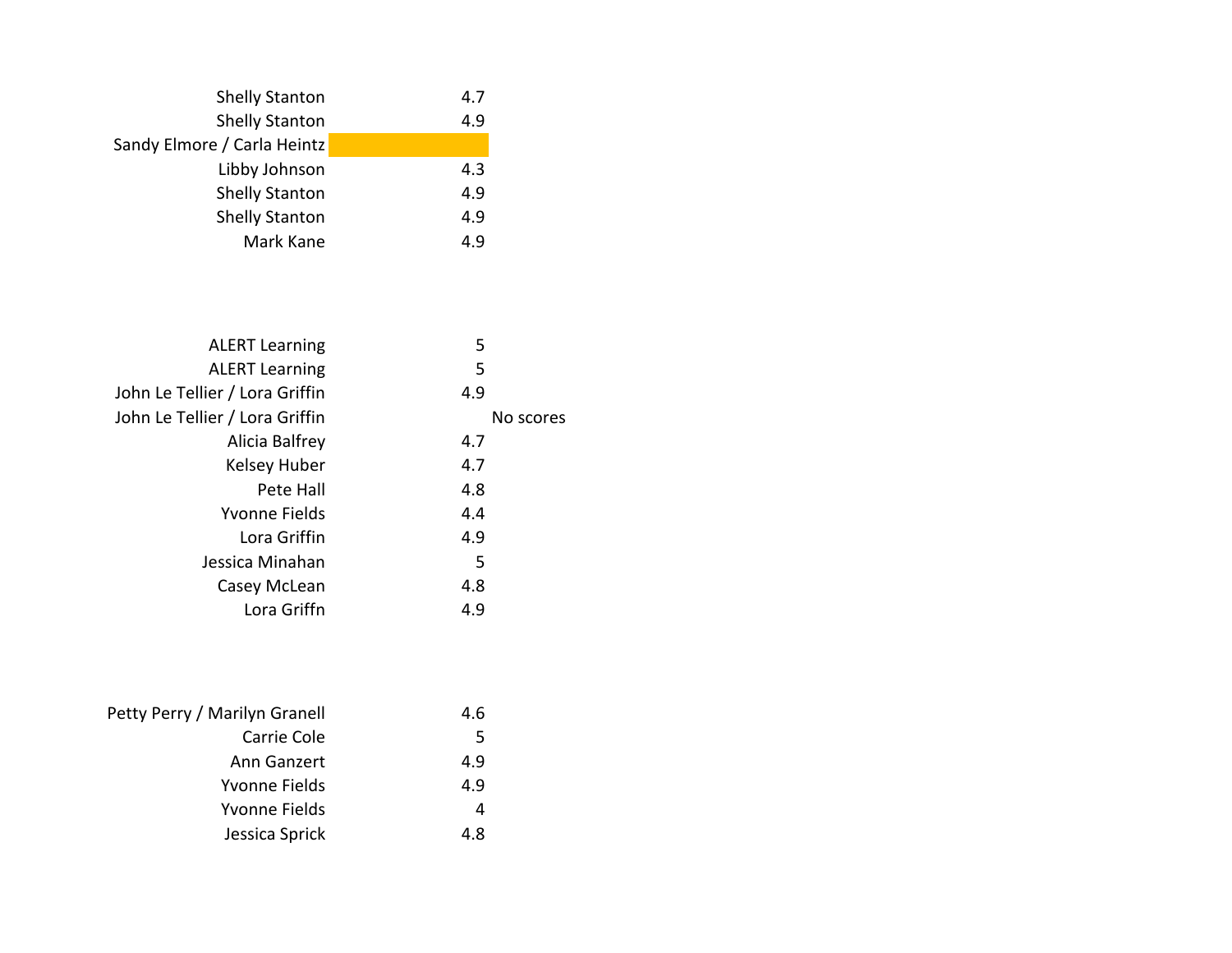| | | |
|---|---|---|
| Shelly Stanton | 4.7 | |
| Shelly Stanton | 4.9 | |
| Sandy Elmore / Carla Heintz | | |
| Libby Johnson | 4.3 | |
| Shelly Stanton | 4.9 | |
| Shelly Stanton | 4.9 | |
| Mark Kane | 4.9 | |

| | | |
|---|---|---|
| ALERT Learning | 5 | |
| ALERT Learning | 5 | |
| John Le Tellier / Lora Griffin | 4.9 | |
| John Le Tellier / Lora Griffin | | No scores |
| Alicia Balfrey | 4.7 | |
| Kelsey Huber | 4.7 | |
| Pete Hall | 4.8 | |
| Yvonne Fields | 4.4 | |
| Lora Griffin | 4.9 | |
| Jessica Minahan | 5 | |
| Casey McLean | 4.8 | |
| Lora Griffn | 4.9 | |

| | |
|---|---|
| Petty Perry / Marilyn Granell | 4.6 |
| Carrie Cole | 5 |
| Ann Ganzert | 4.9 |
| Yvonne Fields | 4.9 |
| Yvonne Fields | 4 |
| Jessica Sprick | 4.8 |